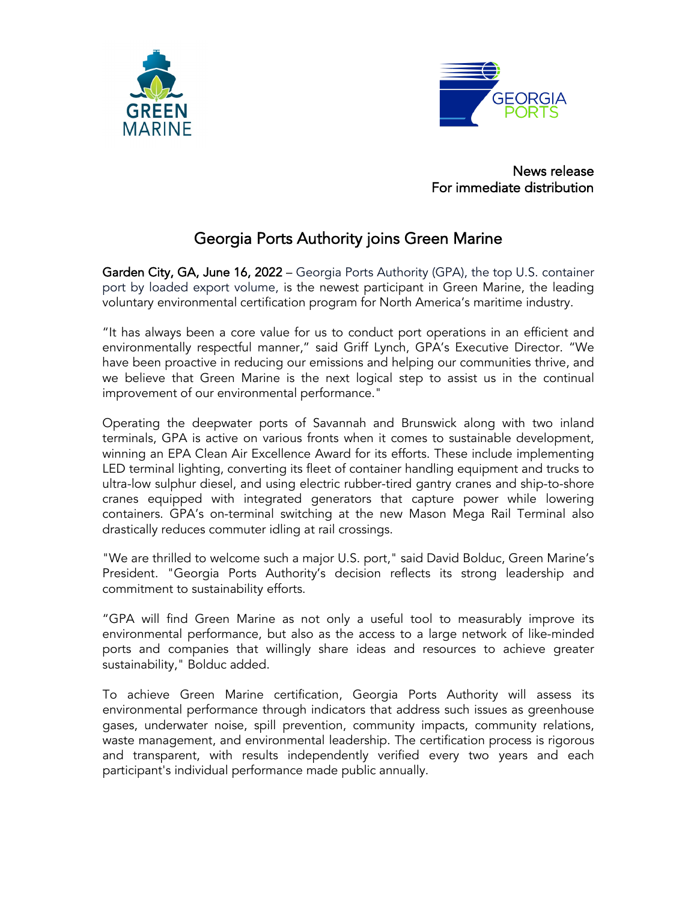News release
For immediate distribution

# Georgia Ports Authority joins Green Marine

**Garden City, GA, June 16, 2022** – Georgia Ports Authority (GPA), the top U.S. container port by loaded export volume, is the newest participant in Green Marine, the leading voluntary environmental certification program for North America's maritime industry.

"It has always been a core value for us to conduct port operations in an efficient and environmentally respectful manner," said Griff Lynch, GPA's Executive Director. "We have been proactive in reducing our emissions and helping our communities thrive, and we believe that Green Marine is the next logical step to assist us in the continual improvement of our environmental performance."

Operating the deepwater ports of Savannah and Brunswick along with two inland terminals, GPA is active on various fronts when it comes to sustainable development, winning an EPA Clean Air Excellence Award for its efforts. These include implementing LED terminal lighting, converting its fleet of container handling equipment and trucks to ultra-low sulphur diesel, and using electric rubber-tired gantry cranes and ship-to-shore cranes equipped with integrated generators that capture power while lowering containers. GPA's on-terminal switching at the new Mason Mega Rail Terminal also drastically reduces commuter idling at rail crossings.

"We are thrilled to welcome such a major U.S. port," said David Bolduc, Green Marine's President. "Georgia Ports Authority's decision reflects its strong leadership and commitment to sustainability efforts.

"GPA will find Green Marine as not only a useful tool to measurably improve its environmental performance, but also as the access to a large network of like-minded ports and companies that willingly share ideas and resources to achieve greater sustainability," Bolduc added.

To achieve Green Marine certification, Georgia Ports Authority will assess its environmental performance through indicators that address such issues as greenhouse gases, underwater noise, spill prevention, community impacts, community relations, waste management, and environmental leadership. The certification process is rigorous and transparent, with results independently verified every two years and each participant's individual performance made public annually.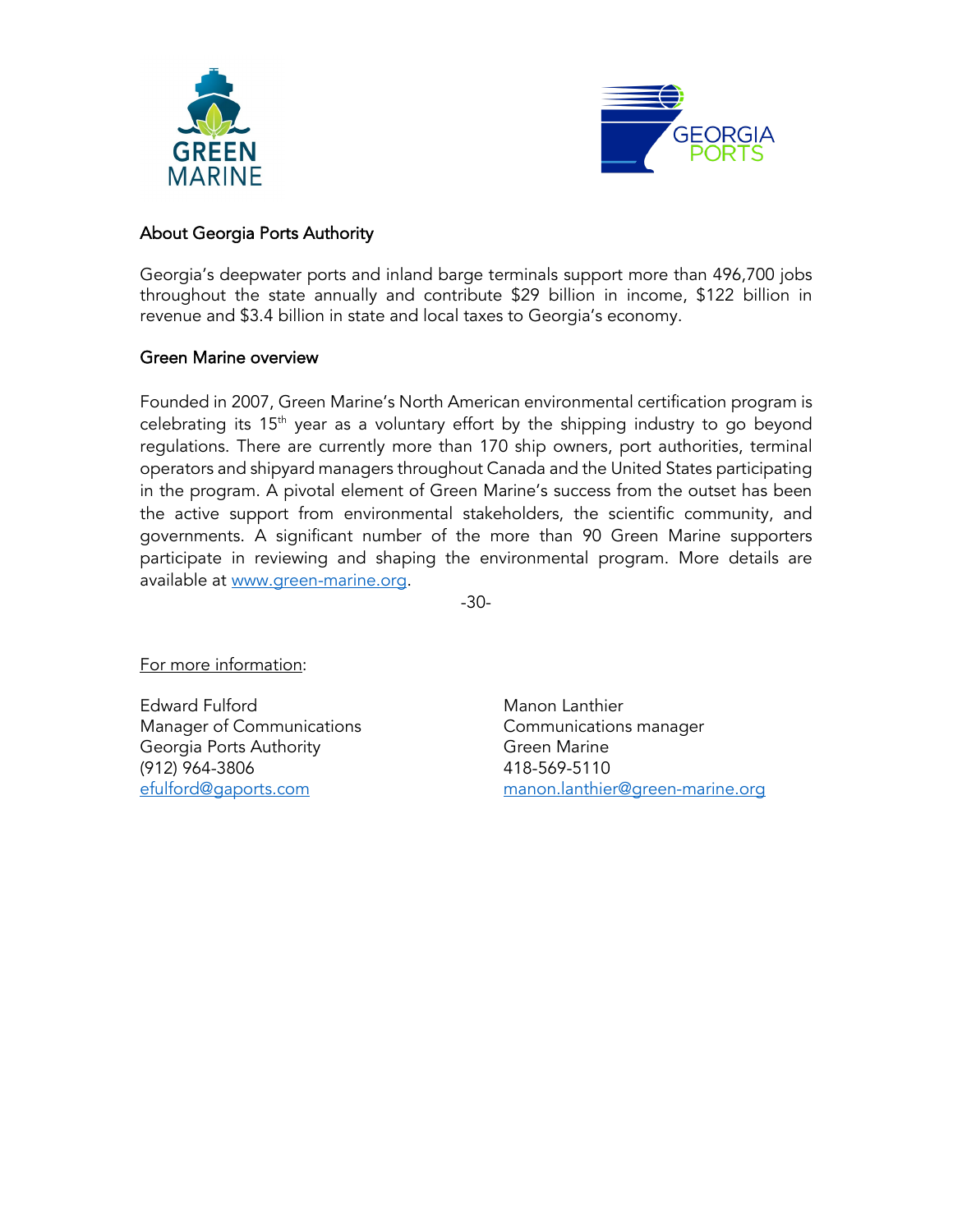## About Georgia Ports Authority

Georgia's deepwater ports and inland barge terminals support more than 496,700 jobs throughout the state annually and contribute $29 billion in income, $122 billion in revenue and $3.4 billion in state and local taxes to Georgia's economy.

## Green Marine overview

Founded in 2007, Green Marine's North American environmental certification program is celebrating its 15th year as a voluntary effort by the shipping industry to go beyond regulations. There are currently more than 170 ship owners, port authorities, terminal operators and shipyard managers throughout Canada and the United States participating in the program. A pivotal element of Green Marine's success from the outset has been the active support from environmental stakeholders, the scientific community, and governments. A significant number of the more than 90 Green Marine supporters participate in reviewing and shaping the environmental program. More details are available at www.green-marine.org.

-30-

For more information:

Edward Fulford
Manager of Communications
Georgia Ports Authority
(912) 964-3806
efulford@gaports.com

Manon Lanthier
Communications manager
Green Marine
418-569-5110
manon.lanthier@green-marine.org